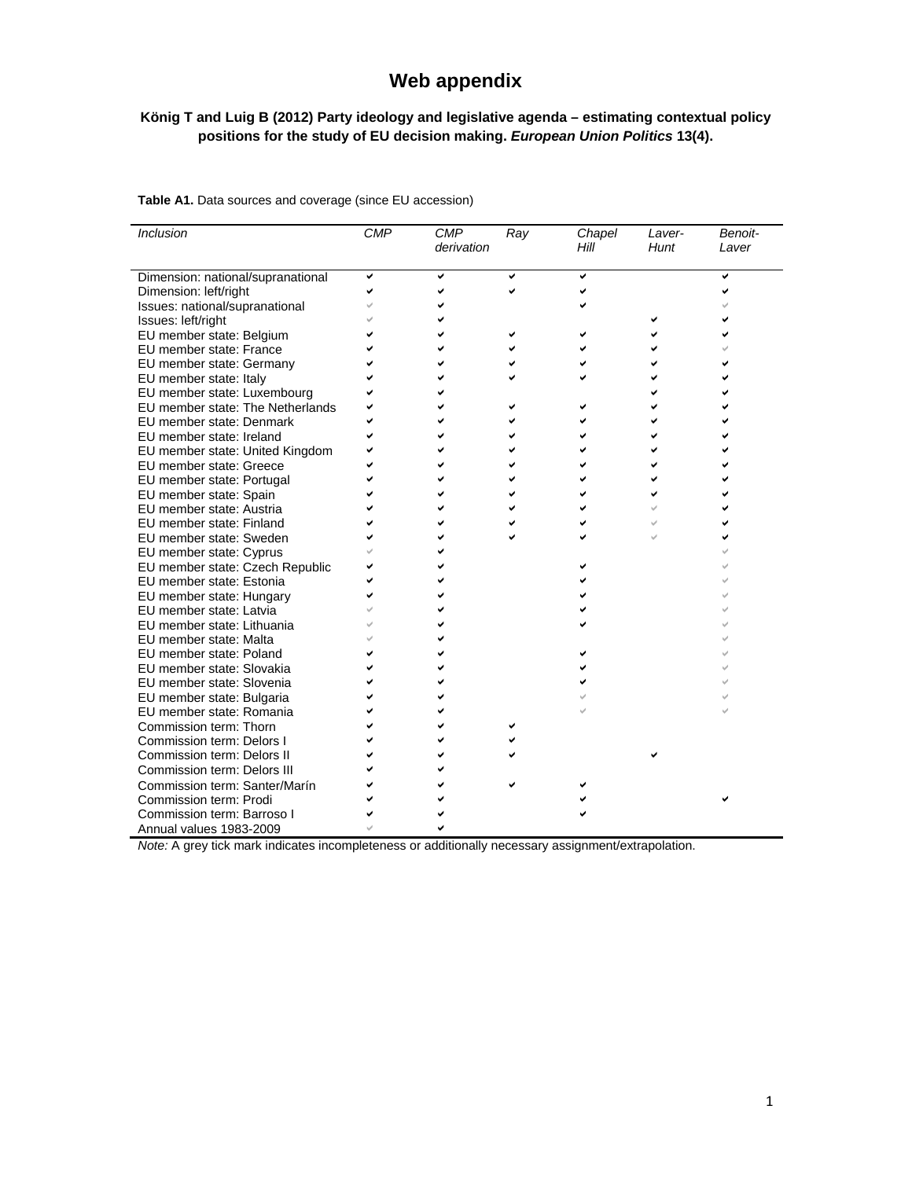# Web appendix

**König T and Luig B (2012) Party ideology and legislative agenda – estimating contextual policy positions for the study of EU decision making. *European Union Politics* 13(4).**

**Table A1.** Data sources and coverage (since EU accession)

| *Inclusion* | *CMP* | *CMP derivation* | *Ray* | *Chapel Hill* | *Laver-Hunt* | *Benoit-Laver* |
|---|---|---|---|---|---|---|
| Dimension: national/supranational | ✔ | ✔ | ✔ | ✔ | | ✔ |
| Dimension: left/right | ✔ | ✔ | ✔ | ✔ | | ✔ |
| Issues: national/supranational | ✓ | ✔ | | ✔ | | ✓ |
| Issues: left/right | ✓ | ✔ | | | ✔ | ✔ |
| EU member state: Belgium | ✔ | ✔ | ✔ | ✔ | ✔ | ✔ |
| EU member state: France | ✔ | ✔ | ✔ | ✔ | ✔ | ✓ |
| EU member state: Germany | ✔ | ✔ | ✔ | ✔ | ✔ | ✔ |
| EU member state: Italy | ✔ | ✔ | ✔ | ✔ | ✔ | ✔ |
| EU member state: Luxembourg | ✔ | ✔ | | | ✔ | ✔ |
| EU member state: The Netherlands | ✔ | ✔ | ✔ | ✔ | ✔ | ✔ |
| EU member state: Denmark | ✔ | ✔ | ✔ | ✔ | ✔ | ✔ |
| EU member state: Ireland | ✔ | ✔ | ✔ | ✔ | ✔ | ✔ |
| EU member state: United Kingdom | ✔ | ✔ | ✔ | ✔ | ✔ | ✔ |
| EU member state: Greece | ✔ | ✔ | ✔ | ✔ | ✔ | ✔ |
| EU member state: Portugal | ✔ | ✔ | ✔ | ✔ | ✔ | ✔ |
| EU member state: Spain | ✔ | ✔ | ✔ | ✔ | ✔ | ✔ |
| EU member state: Austria | ✔ | ✔ | ✔ | ✔ | ✓ | ✔ |
| EU member state: Finland | ✔ | ✔ | ✔ | ✔ | ✓ | ✔ |
| EU member state: Sweden | ✔ | ✔ | ✔ | ✔ | ✓ | ✔ |
| EU member state: Cyprus | ✓ | ✔ | | | | ✓ |
| EU member state: Czech Republic | ✔ | ✔ | | ✔ | | ✓ |
| EU member state: Estonia | ✔ | ✔ | | ✔ | | ✓ |
| EU member state: Hungary | ✔ | ✔ | | ✔ | | ✓ |
| EU member state: Latvia | ✓ | ✔ | | ✔ | | ✓ |
| EU member state: Lithuania | ✓ | ✔ | | ✔ | | ✓ |
| EU member state: Malta | ✓ | ✔ | | | | ✓ |
| EU member state: Poland | ✔ | ✔ | | ✔ | | ✓ |
| EU member state: Slovakia | ✔ | ✔ | | ✔ | | ✓ |
| EU member state: Slovenia | ✔ | ✔ | | ✔ | | ✓ |
| EU member state: Bulgaria | ✔ | ✔ | | ✓ | | ✓ |
| EU member state: Romania | ✔ | ✔ | | ✓ | | ✓ |
| Commission term: Thorn | ✔ | ✔ | ✔ | | | |
| Commission term: Delors I | ✔ | ✔ | ✔ | | | |
| Commission term: Delors II | ✔ | ✔ | ✔ | | ✔ | |
| Commission term: Delors III | ✔ | ✔ | | | | |
| Commission term: Santer/Marín | ✔ | ✔ | ✔ | ✔ | | |
| Commission term: Prodi | ✔ | ✔ | | ✔ | | ✔ |
| Commission term: Barroso I | ✔ | ✔ | | ✔ | | |
| Annual values 1983-2009 | ✓ | ✔ | | | | |

*Note:* A grey tick mark indicates incompleteness or additionally necessary assignment/extrapolation.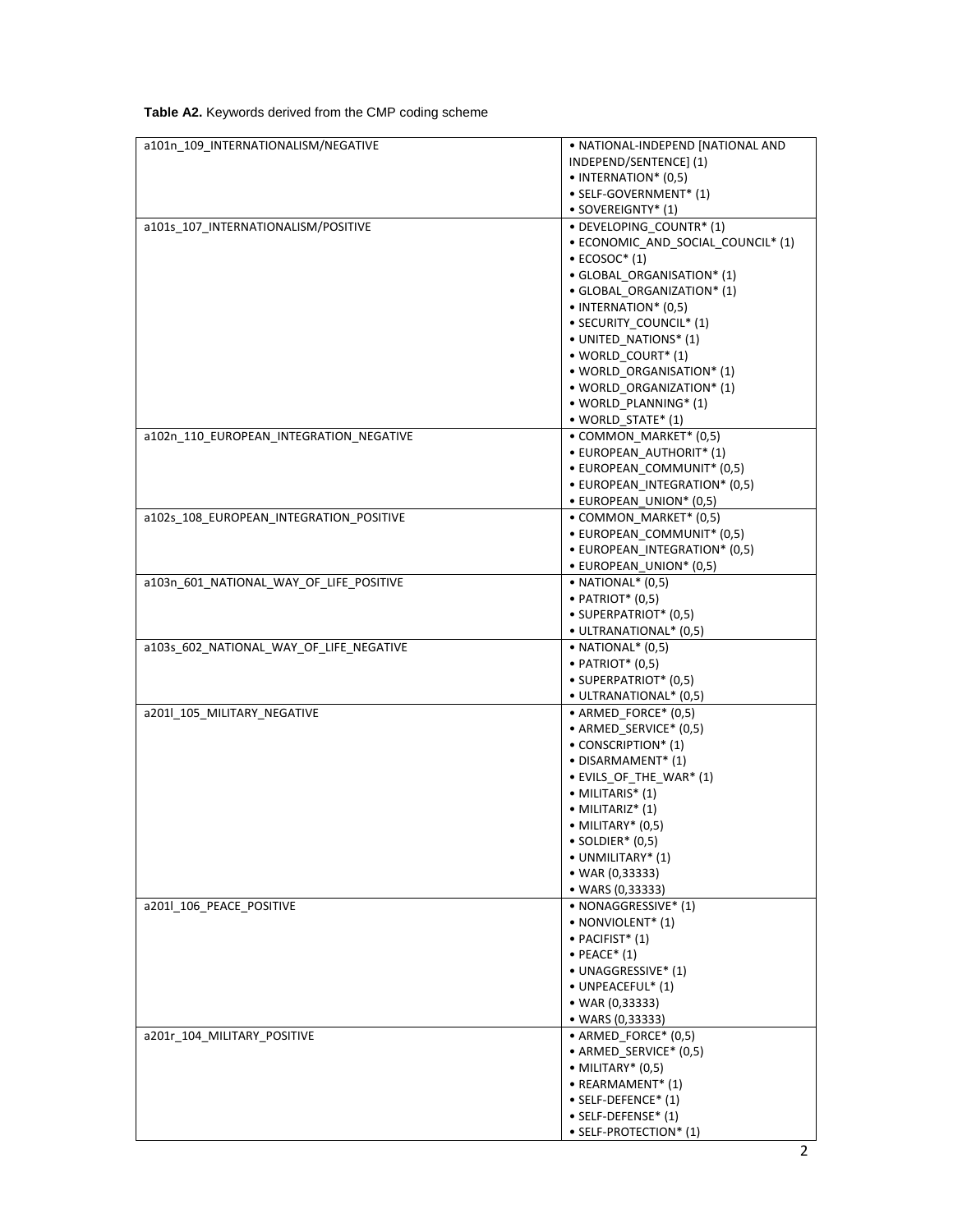**Table A2.** Keywords derived from the CMP coding scheme

| | |
|---|---|
| a101n_109_INTERNATIONALISM/NEGATIVE | • NATIONAL-INDEPEND [NATIONAL AND INDEPEND/SENTENCE] (1)<br>• INTERNATION* (0,5)<br>• SELF-GOVERNMENT* (1)<br>• SOVEREIGNTY* (1) |
| a101s_107_INTERNATIONALISM/POSITIVE | • DEVELOPING_COUNTR* (1)<br>• ECONOMIC_AND_SOCIAL_COUNCIL* (1)<br>• ECOSOC* (1)<br>• GLOBAL_ORGANISATION* (1)<br>• GLOBAL_ORGANIZATION* (1)<br>• INTERNATION* (0,5)<br>• SECURITY_COUNCIL* (1)<br>• UNITED_NATIONS* (1)<br>• WORLD_COURT* (1)<br>• WORLD_ORGANISATION* (1)<br>• WORLD_ORGANIZATION* (1)<br>• WORLD_PLANNING* (1)<br>• WORLD_STATE* (1) |
| a102n_110_EUROPEAN_INTEGRATION_NEGATIVE | • COMMON_MARKET* (0,5)<br>• EUROPEAN_AUTHORIT* (1)<br>• EUROPEAN_COMMUNIT* (0,5)<br>• EUROPEAN_INTEGRATION* (0,5)<br>• EUROPEAN_UNION* (0,5) |
| a102s_108_EUROPEAN_INTEGRATION_POSITIVE | • COMMON_MARKET* (0,5)<br>• EUROPEAN_COMMUNIT* (0,5)<br>• EUROPEAN_INTEGRATION* (0,5)<br>• EUROPEAN_UNION* (0,5) |
| a103n_601_NATIONAL_WAY_OF_LIFE_POSITIVE | • NATIONAL* (0,5)<br>• PATRIOT* (0,5)<br>• SUPERPATRIOT* (0,5)<br>• ULTRANATIONAL* (0,5) |
| a103s_602_NATIONAL_WAY_OF_LIFE_NEGATIVE | • NATIONAL* (0,5)<br>• PATRIOT* (0,5)<br>• SUPERPATRIOT* (0,5)<br>• ULTRANATIONAL* (0,5) |
| a201l_105_MILITARY_NEGATIVE | • ARMED_FORCE* (0,5)<br>• ARMED_SERVICE* (0,5)<br>• CONSCRIPTION* (1)<br>• DISARMAMENT* (1)<br>• EVILS_OF_THE_WAR* (1)<br>• MILITARIS* (1)<br>• MILITARIZ* (1)<br>• MILITARY* (0,5)<br>• SOLDIER* (0,5)<br>• UNMILITARY* (1)<br>• WAR (0,33333)<br>• WARS (0,33333) |
| a201l_106_PEACE_POSITIVE | • NONAGGRESSIVE* (1)<br>• NONVIOLENT* (1)<br>• PACIFIST* (1)<br>• PEACE* (1)<br>• UNAGGRESSIVE* (1)<br>• UNPEACEFUL* (1)<br>• WAR (0,33333)<br>• WARS (0,33333) |
| a201r_104_MILITARY_POSITIVE | • ARMED_FORCE* (0,5)<br>• ARMED_SERVICE* (0,5)<br>• MILITARY* (0,5)<br>• REARMAMENT* (1)<br>• SELF-DEFENCE* (1)<br>• SELF-DEFENSE* (1)<br>• SELF-PROTECTION* (1) |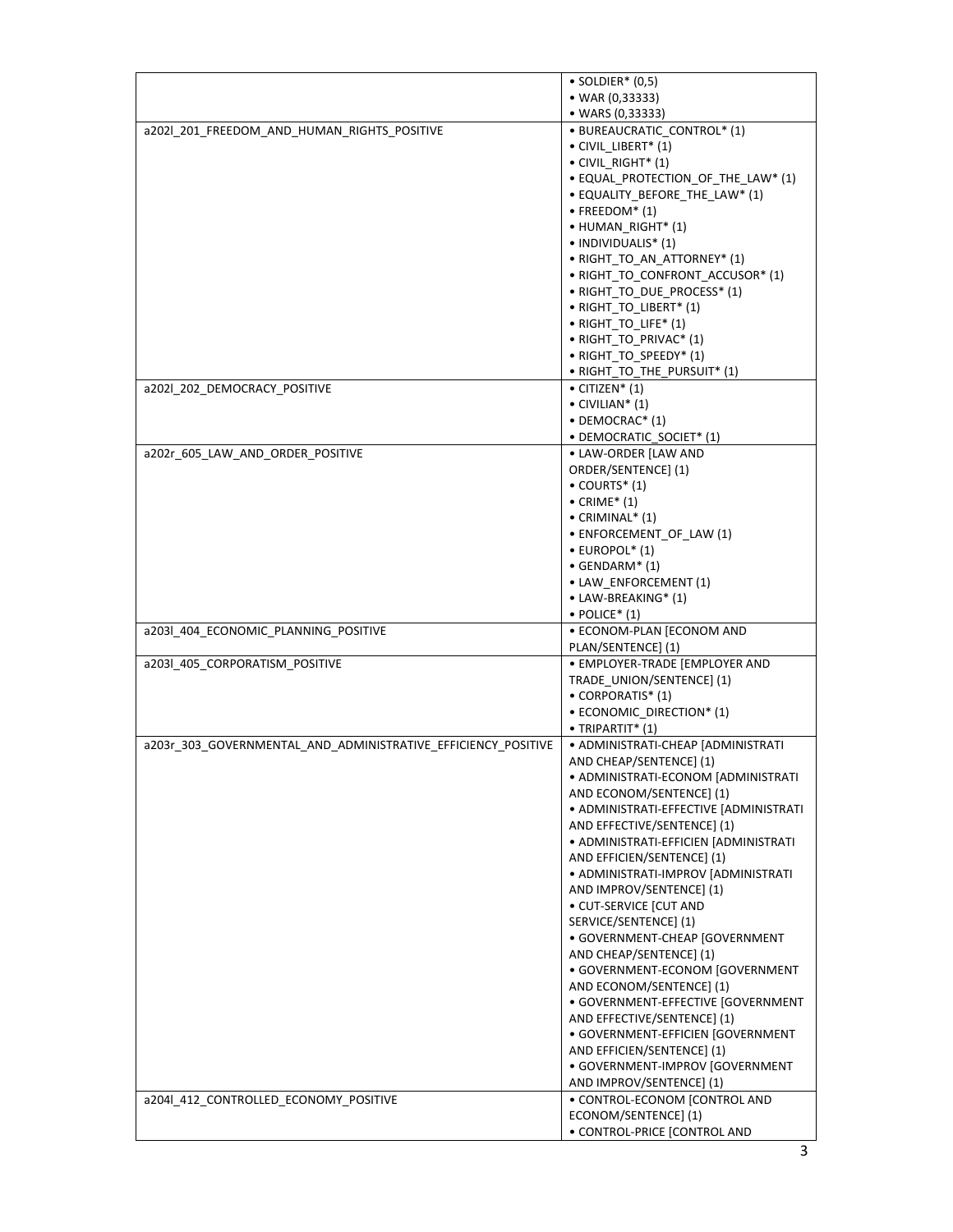| | |
|---|---|
| | • SOLDIER* (0,5)<br>• WAR (0,33333)<br>• WARS (0,33333) |
| a202l_201_FREEDOM_AND_HUMAN_RIGHTS_POSITIVE | • BUREAUCRATIC_CONTROL* (1)<br>• CIVIL_LIBERT* (1)<br>• CIVIL_RIGHT* (1)<br>• EQUAL_PROTECTION_OF_THE_LAW* (1)<br>• EQUALITY_BEFORE_THE_LAW* (1)<br>• FREEDOM* (1)<br>• HUMAN_RIGHT* (1)<br>• INDIVIDUALIS* (1)<br>• RIGHT_TO_AN_ATTORNEY* (1)<br>• RIGHT_TO_CONFRONT_ACCUSOR* (1)<br>• RIGHT_TO_DUE_PROCESS* (1)<br>• RIGHT_TO_LIBERT* (1)<br>• RIGHT_TO_LIFE* (1)<br>• RIGHT_TO_PRIVAC* (1)<br>• RIGHT_TO_SPEEDY* (1)<br>• RIGHT_TO_THE_PURSUIT* (1) |
| a202l_202_DEMOCRACY_POSITIVE | • CITIZEN* (1)<br>• CIVILIAN* (1)<br>• DEMOCRAC* (1)<br>• DEMOCRATIC_SOCIET* (1) |
| a202r_605_LAW_AND_ORDER_POSITIVE | • LAW-ORDER [LAW AND ORDER/SENTENCE] (1)<br>• COURTS* (1)<br>• CRIME* (1)<br>• CRIMINAL* (1)<br>• ENFORCEMENT_OF_LAW (1)<br>• EUROPOL* (1)<br>• GENDARM* (1)<br>• LAW_ENFORCEMENT (1)<br>• LAW-BREAKING* (1)<br>• POLICE* (1) |
| a203l_404_ECONOMIC_PLANNING_POSITIVE | • ECONOM-PLAN [ECONOM AND PLAN/SENTENCE] (1) |
| a203l_405_CORPORATISM_POSITIVE | • EMPLOYER-TRADE [EMPLOYER AND TRADE_UNION/SENTENCE] (1)<br>• CORPORATIS* (1)<br>• ECONOMIC_DIRECTION* (1)<br>• TRIPARTIT* (1) |
| a203r_303_GOVERNMENTAL_AND_ADMINISTRATIVE_EFFICIENCY_POSITIVE | • ADMINISTRATI-CHEAP [ADMINISTRATI AND CHEAP/SENTENCE] (1)<br>• ADMINISTRATI-ECONOM [ADMINISTRATI AND ECONOM/SENTENCE] (1)<br>• ADMINISTRATI-EFFECTIVE [ADMINISTRATI AND EFFECTIVE/SENTENCE] (1)<br>• ADMINISTRATI-EFFICIEN [ADMINISTRATI AND EFFICIEN/SENTENCE] (1)<br>• ADMINISTRATI-IMPROV [ADMINISTRATI AND IMPROV/SENTENCE] (1)<br>• CUT-SERVICE [CUT AND SERVICE/SENTENCE] (1)<br>• GOVERNMENT-CHEAP [GOVERNMENT AND CHEAP/SENTENCE] (1)<br>• GOVERNMENT-ECONOM [GOVERNMENT AND ECONOM/SENTENCE] (1)<br>• GOVERNMENT-EFFECTIVE [GOVERNMENT AND EFFECTIVE/SENTENCE] (1)<br>• GOVERNMENT-EFFICIEN [GOVERNMENT AND EFFICIEN/SENTENCE] (1)<br>• GOVERNMENT-IMPROV [GOVERNMENT AND IMPROV/SENTENCE] (1) |
| a204l_412_CONTROLLED_ECONOMY_POSITIVE | • CONTROL-ECONOM [CONTROL AND ECONOM/SENTENCE] (1)<br>• CONTROL-PRICE [CONTROL AND |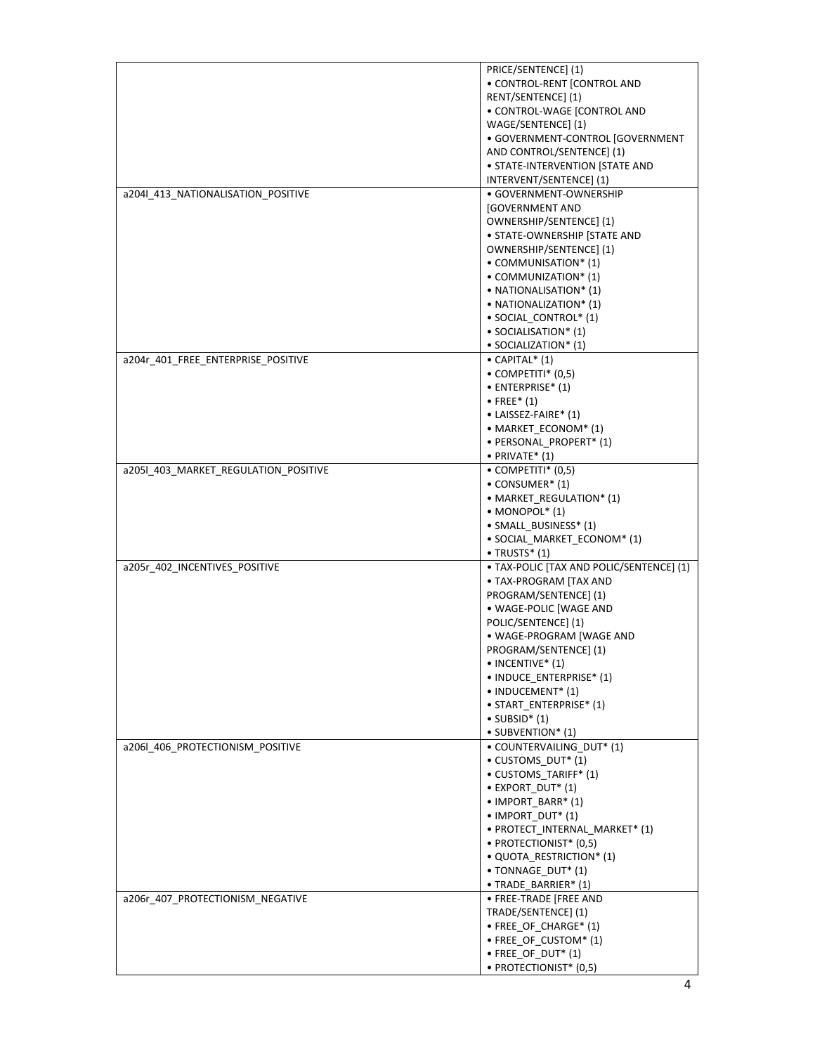| | |
|---|---|
| | PRICE/SENTENCE] (1)<br>• CONTROL-RENT [CONTROL AND RENT/SENTENCE] (1)<br>• CONTROL-WAGE [CONTROL AND WAGE/SENTENCE] (1)<br>• GOVERNMENT-CONTROL [GOVERNMENT AND CONTROL/SENTENCE] (1)<br>• STATE-INTERVENTION [STATE AND INTERVENT/SENTENCE] (1) |
| a204l_413_NATIONALISATION_POSITIVE | • GOVERNMENT-OWNERSHIP [GOVERNMENT AND OWNERSHIP/SENTENCE] (1)<br>• STATE-OWNERSHIP [STATE AND OWNERSHIP/SENTENCE] (1)<br>• COMMUNISATION* (1)<br>• COMMUNIZATION* (1)<br>• NATIONALISATION* (1)<br>• NATIONALIZATION* (1)<br>• SOCIAL_CONTROL* (1)<br>• SOCIALISATION* (1)<br>• SOCIALIZATION* (1) |
| a204r_401_FREE_ENTERPRISE_POSITIVE | • CAPITAL* (1)<br>• COMPETITI* (0,5)<br>• ENTERPRISE* (1)<br>• FREE* (1)<br>• LAISSEZ-FAIRE* (1)<br>• MARKET_ECONOM* (1)<br>• PERSONAL_PROPERT* (1)<br>• PRIVATE* (1) |
| a205l_403_MARKET_REGULATION_POSITIVE | • COMPETITI* (0,5)<br>• CONSUMER* (1)<br>• MARKET_REGULATION* (1)<br>• MONOPOL* (1)<br>• SMALL_BUSINESS* (1)<br>• SOCIAL_MARKET_ECONOM* (1)<br>• TRUSTS* (1) |
| a205r_402_INCENTIVES_POSITIVE | • TAX-POLIC [TAX AND POLIC/SENTENCE] (1)<br>• TAX-PROGRAM [TAX AND PROGRAM/SENTENCE] (1)<br>• WAGE-POLIC [WAGE AND POLIC/SENTENCE] (1)<br>• WAGE-PROGRAM [WAGE AND PROGRAM/SENTENCE] (1)<br>• INCENTIVE* (1)<br>• INDUCE_ENTERPRISE* (1)<br>• INDUCEMENT* (1)<br>• START_ENTERPRISE* (1)<br>• SUBSID* (1)<br>• SUBVENTION* (1) |
| a206l_406_PROTECTIONISM_POSITIVE | • COUNTERVAILING_DUT* (1)<br>• CUSTOMS_DUT* (1)<br>• CUSTOMS_TARIFF* (1)<br>• EXPORT_DUT* (1)<br>• IMPORT_BARR* (1)<br>• IMPORT_DUT* (1)<br>• PROTECT_INTERNAL_MARKET* (1)<br>• PROTECTIONIST* (0,5)<br>• QUOTA_RESTRICTION* (1)<br>• TONNAGE_DUT* (1)<br>• TRADE_BARRIER* (1) |
| a206r_407_PROTECTIONISM_NEGATIVE | • FREE-TRADE [FREE AND TRADE/SENTENCE] (1)<br>• FREE_OF_CHARGE* (1)<br>• FREE_OF_CUSTOM* (1)<br>• FREE_OF_DUT* (1)<br>• PROTECTIONIST* (0,5) |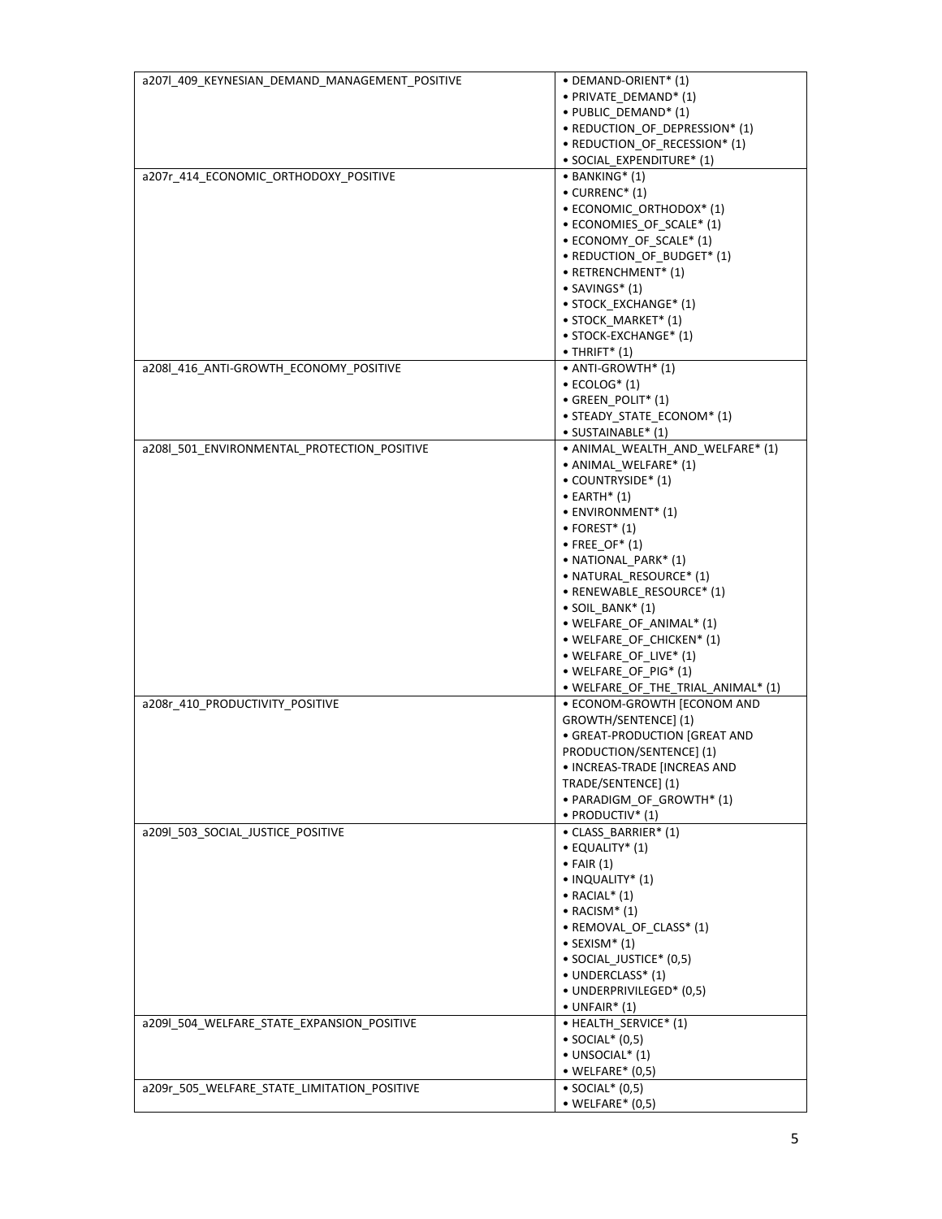| | |
|---|---|
| a207l_409_KEYNESIAN_DEMAND_MANAGEMENT_POSITIVE | • DEMAND-ORIENT* (1)<br>• PRIVATE_DEMAND* (1)<br>• PUBLIC_DEMAND* (1)<br>• REDUCTION_OF_DEPRESSION* (1)<br>• REDUCTION_OF_RECESSION* (1)<br>• SOCIAL_EXPENDITURE* (1) |
| a207r_414_ECONOMIC_ORTHODOXY_POSITIVE | • BANKING* (1)<br>• CURRENC* (1)<br>• ECONOMIC_ORTHODOX* (1)<br>• ECONOMIES_OF_SCALE* (1)<br>• ECONOMY_OF_SCALE* (1)<br>• REDUCTION_OF_BUDGET* (1)<br>• RETRENCHMENT* (1)<br>• SAVINGS* (1)<br>• STOCK_EXCHANGE* (1)<br>• STOCK_MARKET* (1)<br>• STOCK-EXCHANGE* (1)<br>• THRIFT* (1) |
| a208l_416_ANTI-GROWTH_ECONOMY_POSITIVE | • ANTI-GROWTH* (1)<br>• ECOLOG* (1)<br>• GREEN_POLIT* (1)<br>• STEADY_STATE_ECONOM* (1)<br>• SUSTAINABLE* (1) |
| a208l_501_ENVIRONMENTAL_PROTECTION_POSITIVE | • ANIMAL_WEALTH_AND_WELFARE* (1)<br>• ANIMAL_WELFARE* (1)<br>• COUNTRYSIDE* (1)<br>• EARTH* (1)<br>• ENVIRONMENT* (1)<br>• FOREST* (1)<br>• FREE_OF* (1)<br>• NATIONAL_PARK* (1)<br>• NATURAL_RESOURCE* (1)<br>• RENEWABLE_RESOURCE* (1)<br>• SOIL_BANK* (1)<br>• WELFARE_OF_ANIMAL* (1)<br>• WELFARE_OF_CHICKEN* (1)<br>• WELFARE_OF_LIVE* (1)<br>• WELFARE_OF_PIG* (1)<br>• WELFARE_OF_THE_TRIAL_ANIMAL* (1) |
| a208r_410_PRODUCTIVITY_POSITIVE | • ECONOM-GROWTH [ECONOM AND GROWTH/SENTENCE] (1)<br>• GREAT-PRODUCTION [GREAT AND PRODUCTION/SENTENCE] (1)<br>• INCREAS-TRADE [INCREAS AND TRADE/SENTENCE] (1)<br>• PARADIGM_OF_GROWTH* (1)<br>• PRODUCTIV* (1) |
| a209l_503_SOCIAL_JUSTICE_POSITIVE | • CLASS_BARRIER* (1)<br>• EQUALITY* (1)<br>• FAIR (1)<br>• INQUALITY* (1)<br>• RACIAL* (1)<br>• RACISM* (1)<br>• REMOVAL_OF_CLASS* (1)<br>• SEXISM* (1)<br>• SOCIAL_JUSTICE* (0,5)<br>• UNDERCLASS* (1)<br>• UNDERPRIVILEGED* (0,5)<br>• UNFAIR* (1) |
| a209l_504_WELFARE_STATE_EXPANSION_POSITIVE | • HEALTH_SERVICE* (1)<br>• SOCIAL* (0,5)<br>• UNSOCIAL* (1)<br>• WELFARE* (0,5) |
| a209r_505_WELFARE_STATE_LIMITATION_POSITIVE | • SOCIAL* (0,5)<br>• WELFARE* (0,5) |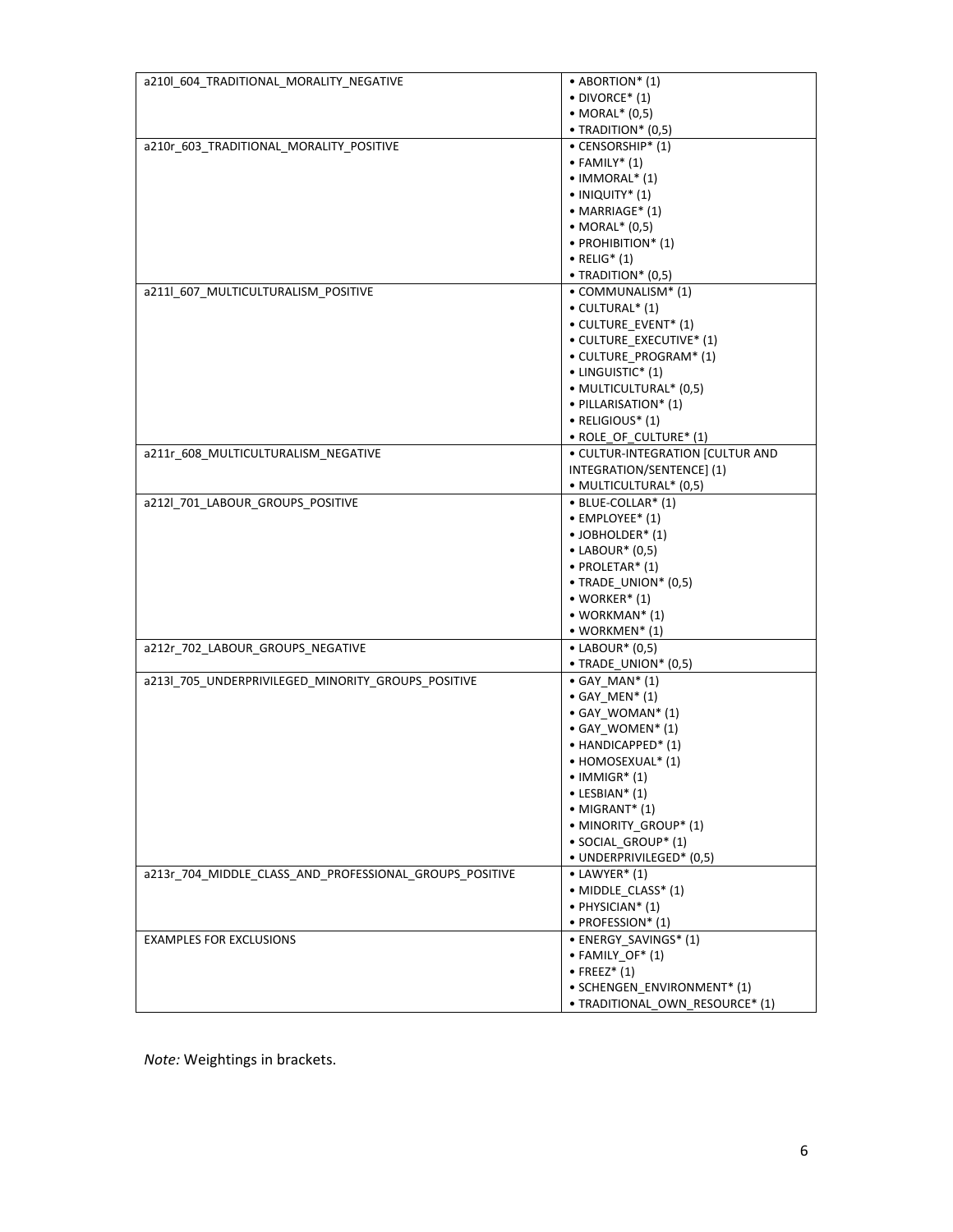| | |
|---|---|
| a210l_604_TRADITIONAL_MORALITY_NEGATIVE | • ABORTION* (1)<br>• DIVORCE* (1)<br>• MORAL* (0,5)<br>• TRADITION* (0,5) |
| a210r_603_TRADITIONAL_MORALITY_POSITIVE | • CENSORSHIP* (1)<br>• FAMILY* (1)<br>• IMMORAL* (1)<br>• INIQUITY* (1)<br>• MARRIAGE* (1)<br>• MORAL* (0,5)<br>• PROHIBITION* (1)<br>• RELIG* (1)<br>• TRADITION* (0,5) |
| a211l_607_MULTICULTURALISM_POSITIVE | • COMMUNALISM* (1)<br>• CULTURAL* (1)<br>• CULTURE_EVENT* (1)<br>• CULTURE_EXECUTIVE* (1)<br>• CULTURE_PROGRAM* (1)<br>• LINGUISTIC* (1)<br>• MULTICULTURAL* (0,5)<br>• PILLARISATION* (1)<br>• RELIGIOUS* (1)<br>• ROLE_OF_CULTURE* (1) |
| a211r_608_MULTICULTURALISM_NEGATIVE | • CULTUR-INTEGRATION [CULTUR AND INTEGRATION/SENTENCE] (1)<br>• MULTICULTURAL* (0,5) |
| a212l_701_LABOUR_GROUPS_POSITIVE | • BLUE-COLLAR* (1)<br>• EMPLOYEE* (1)<br>• JOBHOLDER* (1)<br>• LABOUR* (0,5)<br>• PROLETAR* (1)<br>• TRADE_UNION* (0,5)<br>• WORKER* (1)<br>• WORKMAN* (1)<br>• WORKMEN* (1) |
| a212r_702_LABOUR_GROUPS_NEGATIVE | • LABOUR* (0,5)<br>• TRADE_UNION* (0,5) |
| a213l_705_UNDERPRIVILEGED_MINORITY_GROUPS_POSITIVE | • GAY_MAN* (1)<br>• GAY_MEN* (1)<br>• GAY_WOMAN* (1)<br>• GAY_WOMEN* (1)<br>• HANDICAPPED* (1)<br>• HOMOSEXUAL* (1)<br>• IMMIGR* (1)<br>• LESBIAN* (1)<br>• MIGRANT* (1)<br>• MINORITY_GROUP* (1)<br>• SOCIAL_GROUP* (1)<br>• UNDERPRIVILEGED* (0,5) |
| a213r_704_MIDDLE_CLASS_AND_PROFESSIONAL_GROUPS_POSITIVE | • LAWYER* (1)<br>• MIDDLE_CLASS* (1)<br>• PHYSICIAN* (1)<br>• PROFESSION* (1) |
| EXAMPLES FOR EXCLUSIONS | • ENERGY_SAVINGS* (1)<br>• FAMILY_OF* (1)<br>• FREEZ* (1)<br>• SCHENGEN_ENVIRONMENT* (1)<br>• TRADITIONAL_OWN_RESOURCE* (1) |

*Note:* Weightings in brackets.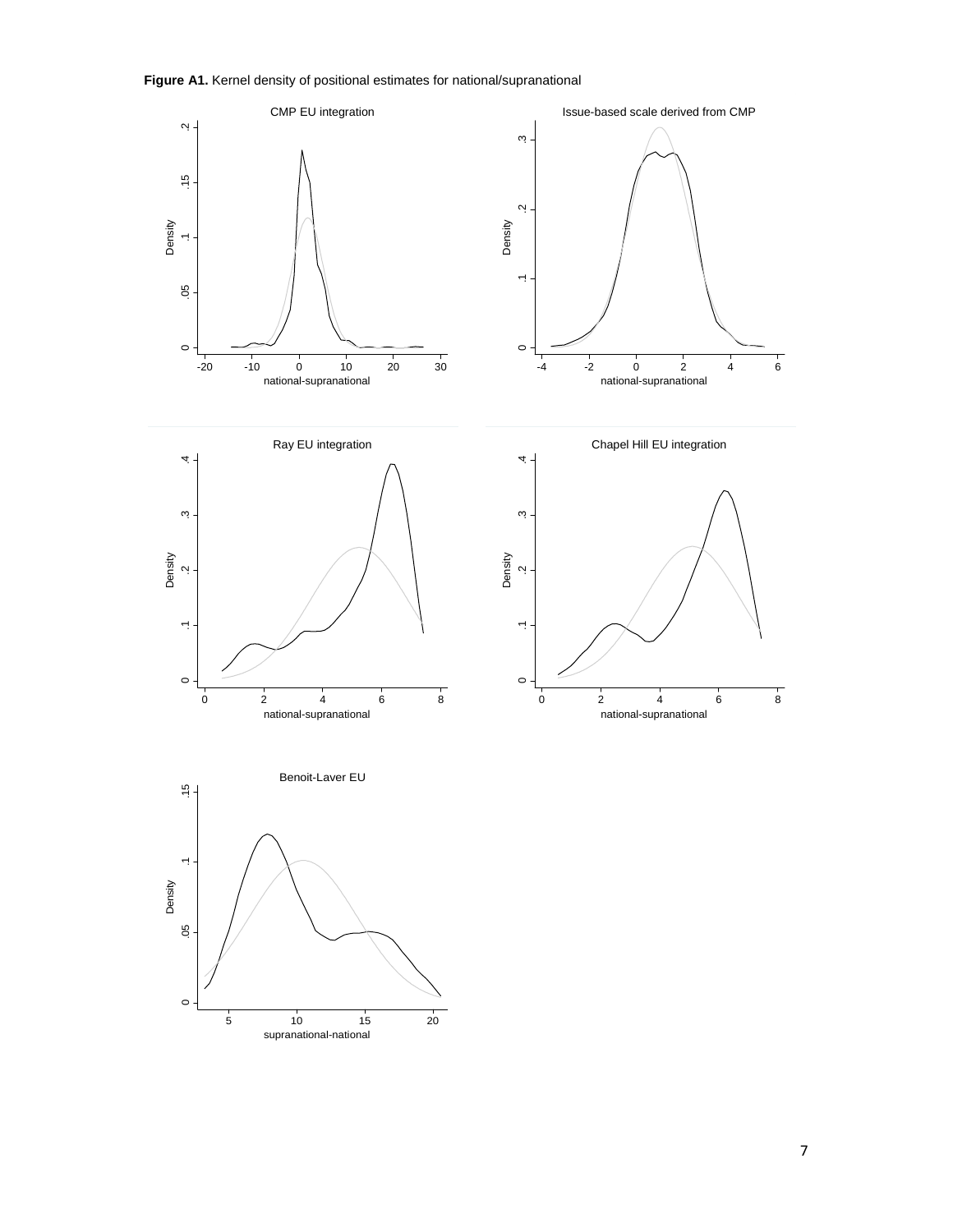**Figure A1.** Kernel density of positional estimates for national/supranational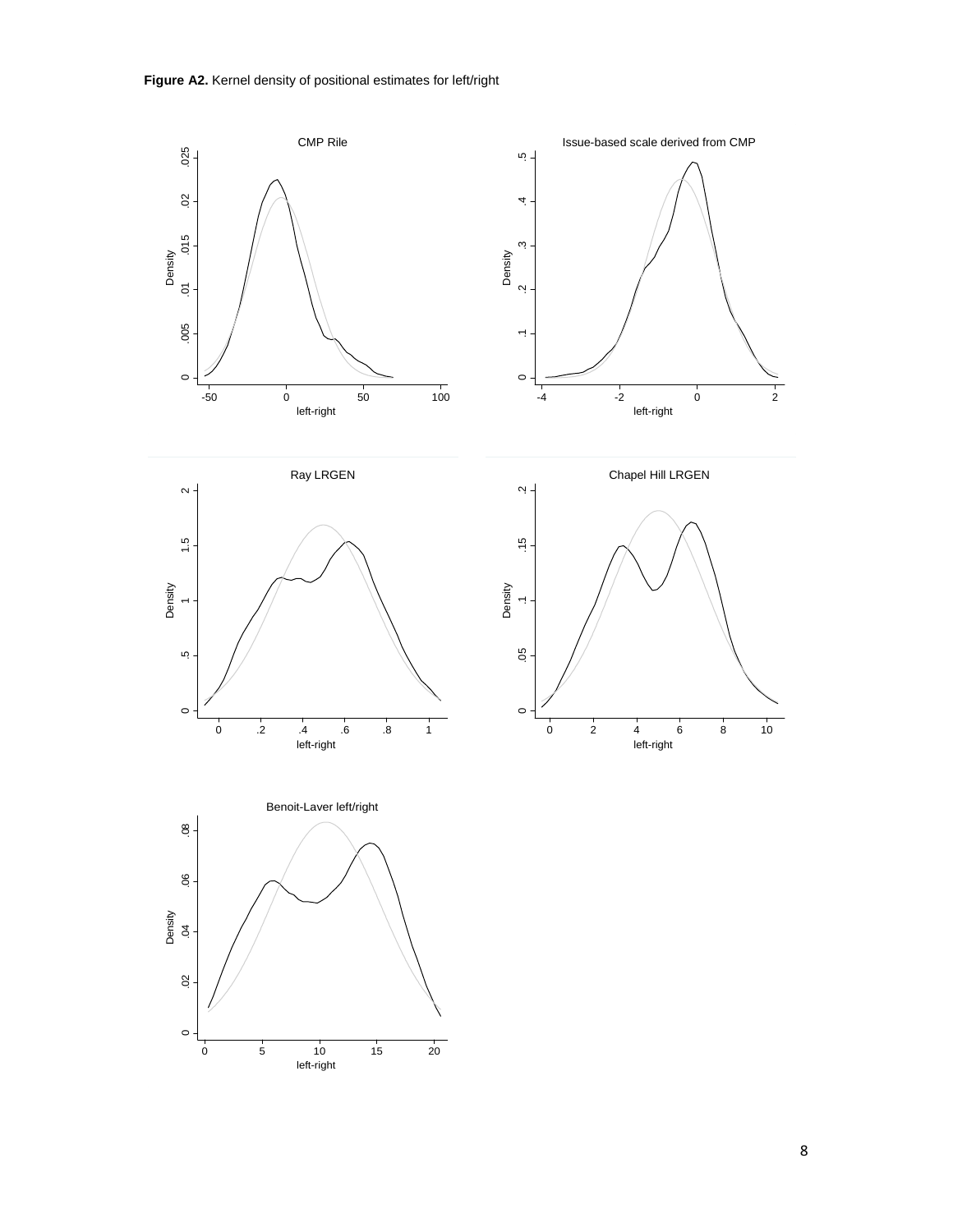**Figure A2.** Kernel density of positional estimates for left/right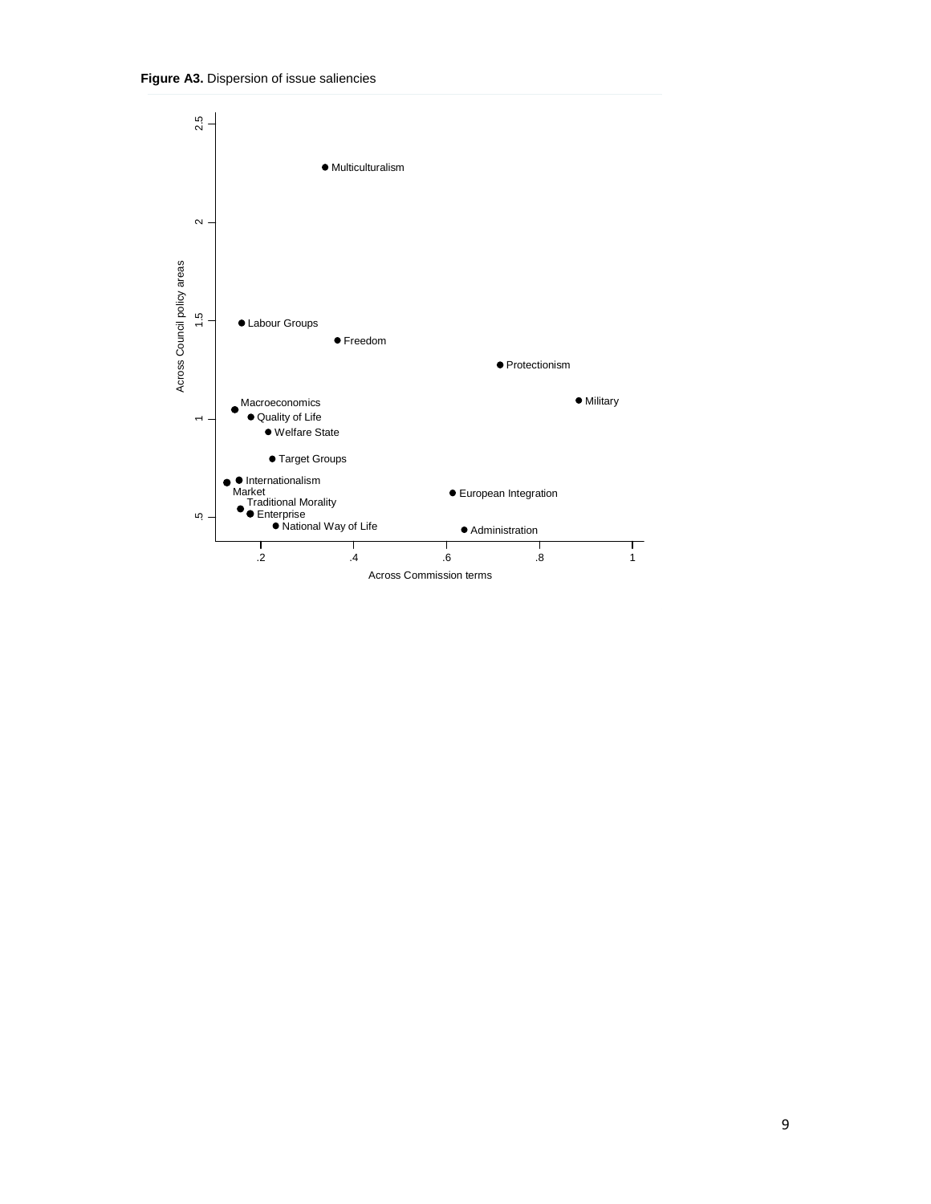**Figure A3.** Dispersion of issue saliencies

Across Council policy areas

2.5

2

1.5

1

.5

Multiculturalism

Labour Groups

Freedom

Protectionism

Military

Macroeconomics

Quality of Life

Welfare State

Target Groups

Internationalism

Market

European Integration

Traditional Morality

Enterprise

National Way of Life

Administration

.2

.4

.6

.8

1

Across Commission terms